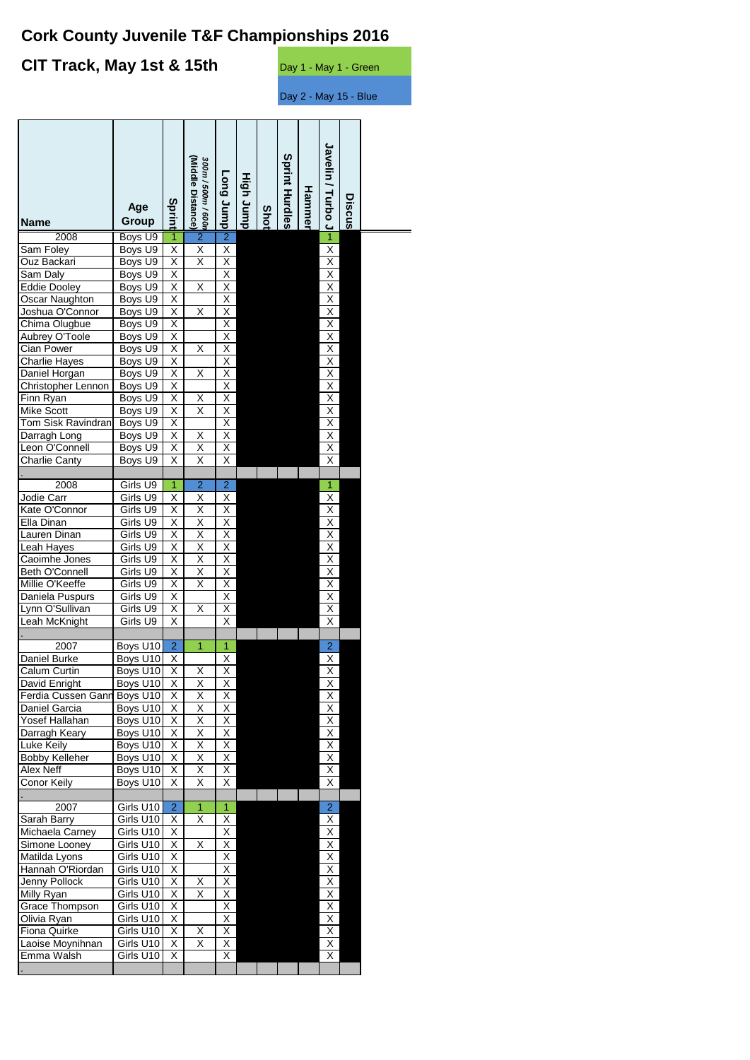# Cork County Juvenile T&F Championships 2016

## CIT Track, May 1st & 15th

Day 1 - May 1 - Green

Day 2 - May 15 - Blue

| Name | Age Group | Sprint | 300m / 500m / 600m (Middle Distance) | Long Jump | High Jump | Shot | Sprint Hurdles | Hammer | Javelin / Turbo J | Discus |
|---|---|---|---|---|---|---|---|---|---|---|
| 2008 | Boys U9 | 1 | 2 | 2 | | | | | 1 | |
| Sam Foley | Boys U9 | X | X | X | | | | | X | |
| Ouz Backari | Boys U9 | X | X | X | | | | | X | |
| Sam Daly | Boys U9 | X | | X | | | | | X | |
| Eddie Dooley | Boys U9 | X | X | X | | | | | X | |
| Oscar Naughton | Boys U9 | X | | X | | | | | X | |
| Joshua O'Connor | Boys U9 | X | X | X | | | | | X | |
| Chima Olugbue | Boys U9 | X | | X | | | | | X | |
| Aubrey O'Toole | Boys U9 | X | | X | | | | | X | |
| Cian Power | Boys U9 | X | X | X | | | | | X | |
| Charlie Hayes | Boys U9 | X | | X | | | | | X | |
| Daniel Horgan | Boys U9 | X | X | X | | | | | X | |
| Christopher Lennon | Boys U9 | X | | X | | | | | X | |
| Finn Ryan | Boys U9 | X | X | X | | | | | X | |
| Mike Scott | Boys U9 | X | X | X | | | | | X | |
| Tom Sisk Ravindran | Boys U9 | X | | X | | | | | X | |
| Darragh Long | Boys U9 | X | X | X | | | | | X | |
| Leon O'Connell | Boys U9 | X | X | X | | | | | X | |
| Charlie Canty | Boys U9 | X | X | X | | | | | X | |
| . | | | | | | | | | | |
| 2008 | Girls U9 | 1 | 2 | 2 | | | | | 1 | |
| Jodie Carr | Girls U9 | X | X | X | | | | | X | |
| Kate O'Connor | Girls U9 | X | X | X | | | | | X | |
| Ella Dinan | Girls U9 | X | X | X | | | | | X | |
| Lauren Dinan | Girls U9 | X | X | X | | | | | X | |
| Leah Hayes | Girls U9 | X | X | X | | | | | X | |
| Caoimhe Jones | Girls U9 | X | X | X | | | | | X | |
| Beth O'Connell | Girls U9 | X | X | X | | | | | X | |
| Millie O'Keeffe | Girls U9 | X | X | X | | | | | X | |
| Daniela Puspurs | Girls U9 | X | | X | | | | | X | |
| Lynn O'Sullivan | Girls U9 | X | X | X | | | | | X | |
| Leah McKnight | Girls U9 | X | | X | | | | | X | |
| . | | | | | | | | | | |
| 2007 | Boys U10 | 2 | 1 | 1 | | | | | 2 | |
| Daniel Burke | Boys U10 | X | | X | | | | | X | |
| Calum Curtin | Boys U10 | X | X | X | | | | | X | |
| David Enright | Boys U10 | X | X | X | | | | | X | |
| Ferdia Cussen Gann | Boys U10 | X | X | X | | | | | X | |
| Daniel Garcia | Boys U10 | X | X | X | | | | | X | |
| Yosef Hallahan | Boys U10 | X | X | X | | | | | X | |
| Darragh Keary | Boys U10 | X | X | X | | | | | X | |
| Luke Keily | Boys U10 | X | X | X | | | | | X | |
| Bobby Kelleher | Boys U10 | X | X | X | | | | | X | |
| Alex Neff | Boys U10 | X | X | X | | | | | X | |
| Conor Keily | Boys U10 | X | X | X | | | | | X | |
| . | | | | | | | | | | |
| 2007 | Girls U10 | 2 | 1 | 1 | | | | | 2 | |
| Sarah Barry | Girls U10 | X | X | X | | | | | X | |
| Michaela Carney | Girls U10 | X | | X | | | | | X | |
| Simone Looney | Girls U10 | X | X | X | | | | | X | |
| Matilda Lyons | Girls U10 | X | | X | | | | | X | |
| Hannah O'Riordan | Girls U10 | X | | X | | | | | X | |
| Jenny Pollock | Girls U10 | X | X | X | | | | | X | |
| Milly Ryan | Girls U10 | X | X | X | | | | | X | |
| Grace Thompson | Girls U10 | X | | X | | | | | X | |
| Olivia Ryan | Girls U10 | X | | X | | | | | X | |
| Fiona Quirke | Girls U10 | X | X | X | | | | | X | |
| Laoise Moynihnan | Girls U10 | X | X | X | | | | | X | |
| Emma Walsh | Girls U10 | X | | X | | | | | X | |
| . | | | | | | | | | | |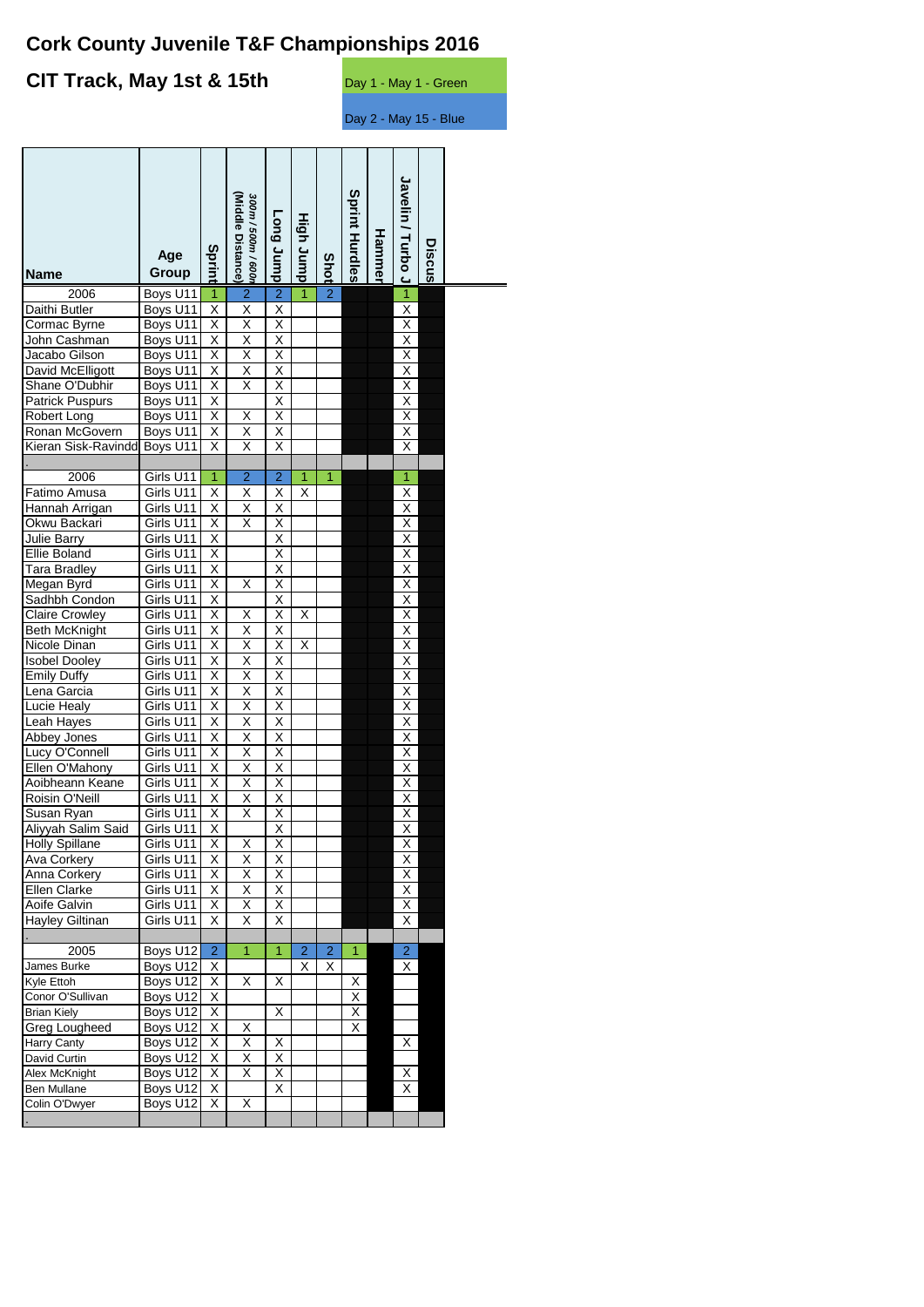# Cork County Juvenile T&F Championships 2016

## CIT Track, May 1st & 15th

Day 1 - May 1 - Green

Day 2 - May 15 - Blue

| Name | Age Group | Sprint | 300m / 500m / 600m (Middle Distance) | Long Jump | High Jump | Shot | Sprint Hurdles | Hammer | Javelin / Turbo J | Discus |
|---|---|---|---|---|---|---|---|---|---|---|
| 2006 | Boys U11 | 1 | 2 | 2 | 1 | 2 | | | 1 | |
| Daithi Butler | Boys U11 | X | X | X | | | | | X | |
| Cormac Byrne | Boys U11 | X | X | X | | | | | X | |
| John Cashman | Boys U11 | X | X | X | | | | | X | |
| Jacabo Gilson | Boys U11 | X | X | X | | | | | X | |
| David McElligott | Boys U11 | X | X | X | | | | | X | |
| Shane O'Dubhir | Boys U11 | X | X | X | | | | | X | |
| Patrick Puspurs | Boys U11 | X | | X | | | | | X | |
| Robert Long | Boys U11 | X | X | X | | | | | X | |
| Ronan McGovern | Boys U11 | X | X | X | | | | | X | |
| Kieran Sisk-Ravindd | Boys U11 | X | X | X | | | | | X | |
| . | | | | | | | | | | |
| 2006 | Girls U11 | 1 | 2 | 2 | 1 | 1 | | | 1 | |
| Fatimo Amusa | Girls U11 | X | X | X | X | | | | X | |
| Hannah Arrigan | Girls U11 | X | X | X | | | | | X | |
| Okwu Backari | Girls U11 | X | X | X | | | | | X | |
| Julie Barry | Girls U11 | X | | X | | | | | X | |
| Ellie Boland | Girls U11 | X | | X | | | | | X | |
| Tara Bradley | Girls U11 | X | | X | | | | | X | |
| Megan Byrd | Girls U11 | X | X | X | | | | | X | |
| Sadhbh Condon | Girls U11 | X | | X | | | | | X | |
| Claire Crowley | Girls U11 | X | X | X | X | | | | X | |
| Beth McKnight | Girls U11 | X | X | X | | | | | X | |
| Nicole Dinan | Girls U11 | X | X | X | X | | | | X | |
| Isobel Dooley | Girls U11 | X | X | X | | | | | X | |
| Emily Duffy | Girls U11 | X | X | X | | | | | X | |
| Lena Garcia | Girls U11 | X | X | X | | | | | X | |
| Lucie Healy | Girls U11 | X | X | X | | | | | X | |
| Leah Hayes | Girls U11 | X | X | X | | | | | X | |
| Abbey Jones | Girls U11 | X | X | X | | | | | X | |
| Lucy O'Connell | Girls U11 | X | X | X | | | | | X | |
| Ellen O'Mahony | Girls U11 | X | X | X | | | | | X | |
| Aoibheann Keane | Girls U11 | X | X | X | | | | | X | |
| Roisin O'Neill | Girls U11 | X | X | X | | | | | X | |
| Susan Ryan | Girls U11 | X | X | X | | | | | X | |
| Aliyyah Salim Said | Girls U11 | X | | X | | | | | X | |
| Holly Spillane | Girls U11 | X | X | X | | | | | X | |
| Ava Corkery | Girls U11 | X | X | X | | | | | X | |
| Anna Corkery | Girls U11 | X | X | X | | | | | X | |
| Ellen Clarke | Girls U11 | X | X | X | | | | | X | |
| Aoife Galvin | Girls U11 | X | X | X | | | | | X | |
| Hayley Giltinan | Girls U11 | X | X | X | | | | | X | |
| . | | | | | | | | | | |
| 2005 | Boys U12 | 2 | 1 | 1 | 2 | 2 | 1 | | 2 | |
| James Burke | Boys U12 | X | | | X | X | | | X | |
| Kyle Ettoh | Boys U12 | X | X | X | | | X | | | |
| Conor O'Sullivan | Boys U12 | X | | | | | X | | | |
| Brian Kiely | Boys U12 | X | | X | | | X | | | |
| Greg Lougheed | Boys U12 | X | X | | | | X | | | |
| Harry Canty | Boys U12 | X | X | X | | | | | X | |
| David Curtin | Boys U12 | X | X | X | | | | | | |
| Alex McKnight | Boys U12 | X | X | X | | | | | X | |
| Ben Mullane | Boys U12 | X | | X | | | | | X | |
| Colin O'Dwyer | Boys U12 | X | X | | | | | | | |
| . | | | | | | | | | | |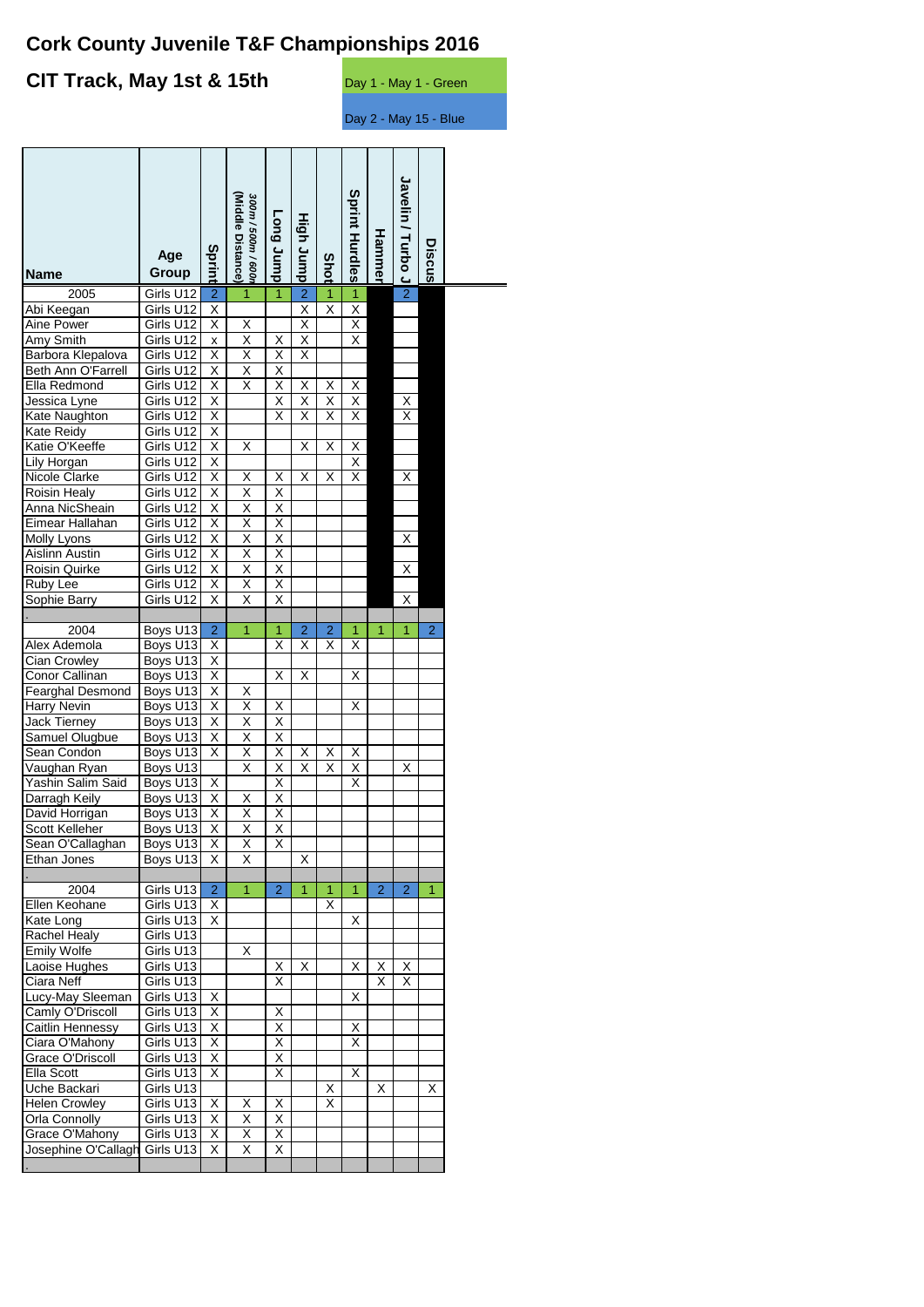# Cork County Juvenile T&F Championships 2016

## CIT Track, May 1st & 15th

Day 1 - May 1 - Green

Day 2 - May 15 - Blue

| Name | Age Group | Sprint | 300m / 500m / 600m (Middle Distance) | Long Jump | High Jump | Shot | Sprint Hurdles | Hammer | Javelin / Turbo J | Discus |
|---|---|---|---|---|---|---|---|---|---|---|
| 2005 | Girls U12 | 2 | 1 | 1 | 2 | 1 | 1 | | 2 | |
| Abi Keegan | Girls U12 | X | | | X | X | X | | | |
| Aine Power | Girls U12 | X | X | | X | | X | | | |
| Amy Smith | Girls U12 | x | X | X | X | | X | | | |
| Barbora Klepalova | Girls U12 | X | X | X | X | | | | | |
| Beth Ann O'Farrell | Girls U12 | X | X | X | | | | | | |
| Ella Redmond | Girls U12 | X | X | X | X | X | X | | | |
| Jessica Lyne | Girls U12 | X | | X | X | X | X | | X | |
| Kate Naughton | Girls U12 | X | | X | X | X | X | | X | |
| Kate Reidy | Girls U12 | X | | | | | | | | |
| Katie O'Keeffe | Girls U12 | X | X | | X | X | X | | | |
| Lily Horgan | Girls U12 | X | | | | | X | | | |
| Nicole Clarke | Girls U12 | X | X | X | X | X | X | | X | |
| Roisin Healy | Girls U12 | X | X | X | | | | | | |
| Anna NicSheain | Girls U12 | X | X | X | | | | | | |
| Eimear Hallahan | Girls U12 | X | X | X | | | | | | |
| Molly Lyons | Girls U12 | X | X | X | | | | | X | |
| Aislinn Austin | Girls U12 | X | X | X | | | | | | |
| Roisin Quirke | Girls U12 | X | X | X | | | | | X | |
| Ruby Lee | Girls U12 | X | X | X | | | | | | |
| Sophie Barry | Girls U12 | X | X | X | | | | | X | |
| . | | | | | | | | | | |
| 2004 | Boys U13 | 2 | 1 | 1 | 2 | 2 | 1 | 1 | 1 | 2 |
| Alex Ademola | Boys U13 | X | | X | X | X | X | | | |
| Cian Crowley | Boys U13 | X | | | | | | | | |
| Conor Callinan | Boys U13 | X | | X | X | | X | | | |
| Fearghal Desmond | Boys U13 | X | X | | | | | | | |
| Harry Nevin | Boys U13 | X | X | X | | | X | | | |
| Jack Tierney | Boys U13 | X | X | X | | | | | | |
| Samuel Olugbue | Boys U13 | X | X | X | | | | | | |
| Sean Condon | Boys U13 | X | X | X | X | X | X | | | |
| Vaughan Ryan | Boys U13 | | X | X | X | X | X | | X | |
| Yashin Salim Said | Boys U13 | X | | X | | | X | | | |
| Darragh Keily | Boys U13 | X | X | X | | | | | | |
| David Horrigan | Boys U13 | X | X | X | | | | | | |
| Scott Kelleher | Boys U13 | X | X | X | | | | | | |
| Sean O'Callaghan | Boys U13 | X | X | X | | | | | | |
| Ethan Jones | Boys U13 | X | X | | X | | | | | |
| . | | | | | | | | | | |
| 2004 | Girls U13 | 2 | 1 | 2 | 1 | 1 | 1 | 2 | 2 | 1 |
| Ellen Keohane | Girls U13 | X | | | | X | | | | |
| Kate Long | Girls U13 | X | | | | | X | | | |
| Rachel Healy | Girls U13 | | | | | | | | | |
| Emily Wolfe | Girls U13 | | X | | | | | | | |
| Laoise Hughes | Girls U13 | | | X | X | | X | X | X | |
| Ciara Neff | Girls U13 | | | X | | | | X | X | |
| Lucy-May Sleeman | Girls U13 | X | | | | | X | | | |
| Camly O'Driscoll | Girls U13 | X | | X | | | | | | |
| Caitlin Hennessy | Girls U13 | X | | X | | | X | | | |
| Ciara O'Mahony | Girls U13 | X | | X | | | X | | | |
| Grace O'Driscoll | Girls U13 | X | | X | | | | | | |
| Ella Scott | Girls U13 | X | | X | | | X | | | |
| Uche Backari | Girls U13 | | | | | X | | X | | X |
| Helen Crowley | Girls U13 | X | X | X | | X | | | | |
| Orla Connolly | Girls U13 | X | X | X | | | | | | |
| Grace O'Mahony | Girls U13 | X | X | X | | | | | | |
| Josephine O'Callagh | Girls U13 | X | X | X | | | | | | |
| . | | | | | | | | | | |